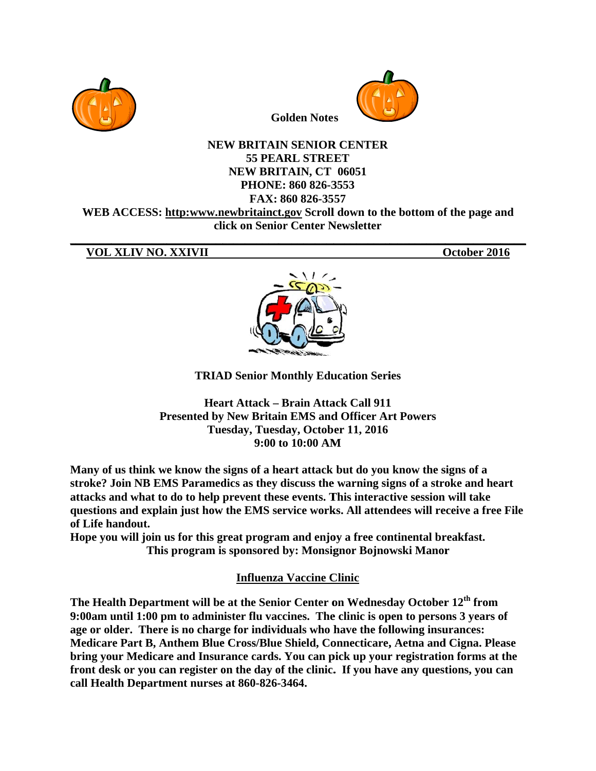**Golden Notes**

**NEW BRITAIN SENIOR CENTER**
**55 PEARL STREET**
**NEW BRITAIN, CT 06051**
**PHONE: 860 826-3553**
**FAX: 860 826-3557**
**WEB ACCESS: http:www.newbritainct.gov Scroll down to the bottom of the page and click on Senior Center Newsletter**

---

**VOL XLIV NO. XXIVII** **October 2016**

**TRIAD Senior Monthly Education Series**

**Heart Attack – Brain Attack Call 911**
**Presented by New Britain EMS and Officer Art Powers**
**Tuesday, Tuesday, October 11, 2016**
**9:00 to 10:00 AM**

**Many of us think we know the signs of a heart attack but do you know the signs of a stroke? Join NB EMS Paramedics as they discuss the warning signs of a stroke and heart attacks and what to do to help prevent these events. This interactive session will take questions and explain just how the EMS service works. All attendees will receive a free File of Life handout.**
**Hope you will join us for this great program and enjoy a free continental breakfast.**
**This program is sponsored by: Monsignor Bojnowski Manor**

## Influenza Vaccine Clinic

**The Health Department will be at the Senior Center on Wednesday October 12th from 9:00am until 1:00 pm to administer flu vaccines. The clinic is open to persons 3 years of age or older. There is no charge for individuals who have the following insurances: Medicare Part B, Anthem Blue Cross/Blue Shield, Connecticare, Aetna and Cigna. Please bring your Medicare and Insurance cards. You can pick up your registration forms at the front desk or you can register on the day of the clinic. If you have any questions, you can call Health Department nurses at 860-826-3464.**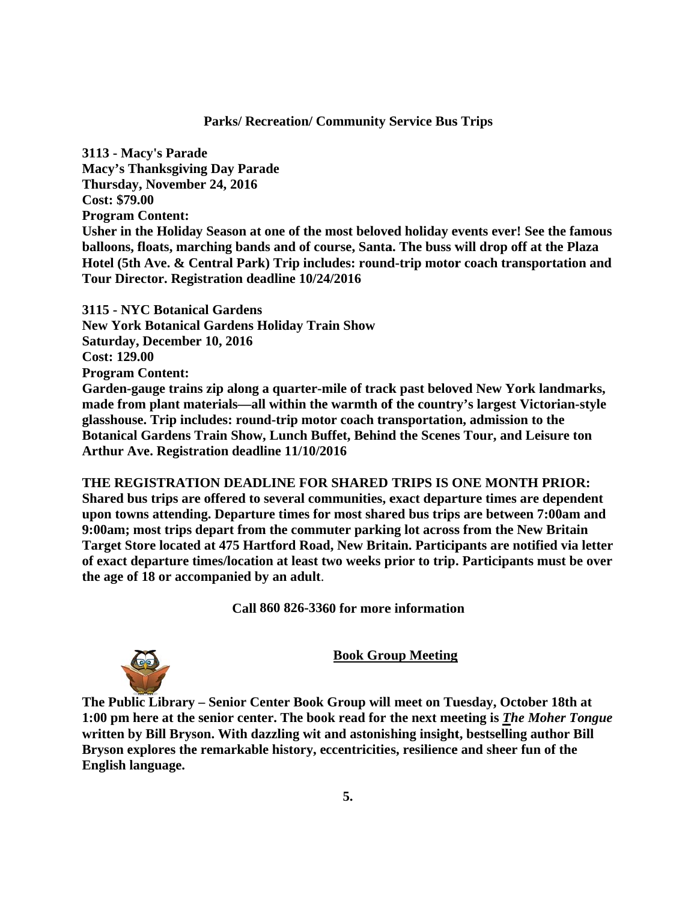## Parks/ Recreation/ Community Service Bus Trips

**3113 - Macy's Parade**
**Macy's Thanksgiving Day Parade**
**Thursday, November 24, 2016**
**Cost: $79.00**
**Program Content:**
**Usher in the Holiday Season at one of the most beloved holiday events ever! See the famous balloons, floats, marching bands and of course, Santa. The buss will drop off at the Plaza Hotel (5th Ave. & Central Park) Trip includes: round-trip motor coach transportation and Tour Director. Registration deadline 10/24/2016**

**3115 - NYC Botanical Gardens**
**New York Botanical Gardens Holiday Train Show**
**Saturday, December 10, 2016**
**Cost: 129.00**
**Program Content:**
**Garden-gauge trains zip along a quarter-mile of track past beloved New York landmarks, made from plant materials—all within the warmth of the country's largest Victorian-style glasshouse. Trip includes: round-trip motor coach transportation, admission to the Botanical Gardens Train Show, Lunch Buffet, Behind the Scenes Tour, and Leisure ton Arthur Ave. Registration deadline 11/10/2016**

**THE REGISTRATION DEADLINE FOR SHARED TRIPS IS ONE MONTH PRIOR: Shared bus trips are offered to several communities, exact departure times are dependent upon towns attending. Departure times for most shared bus trips are between 7:00am and 9:00am; most trips depart from the commuter parking lot across from the New Britain Target Store located at 475 Hartford Road, New Britain. Participants are notified via letter of exact departure times/location at least two weeks prior to trip. Participants must be over the age of 18 or accompanied by an adult**.

**Call 860 826-3360 for more information**

## Book Group Meeting

**The Public Library – Senior Center Book Group will meet on Tuesday, October 18th at 1:00 pm here at the senior center. The book read for the next meeting is *The Moher Tongue* written by Bill Bryson. With dazzling wit and astonishing insight, bestselling author Bill Bryson explores the remarkable history, eccentricities, resilience and sheer fun of the English language.**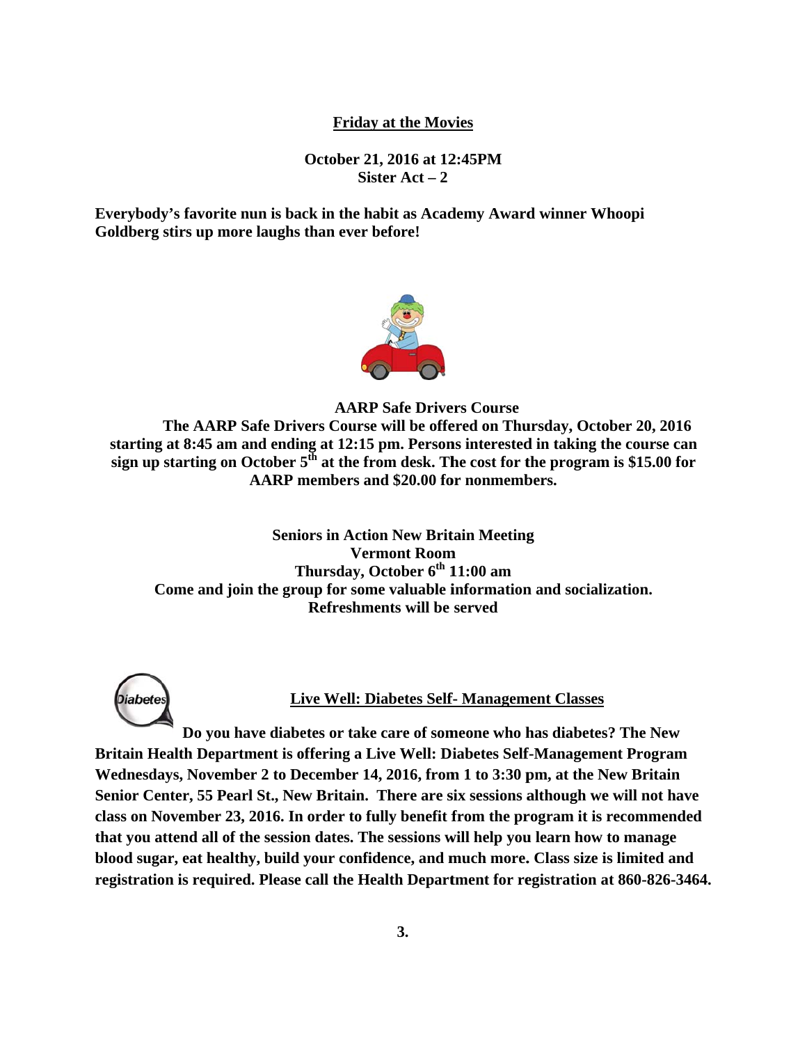## Friday at the Movies

**October 21, 2016 at 12:45PM**
**Sister Act – 2**

**Everybody's favorite nun is back in the habit as Academy Award winner Whoopi Goldberg stirs up more laughs than ever before!**

## AARP Safe Drivers Course

**The AARP Safe Drivers Course will be offered on Thursday, October 20, 2016 starting at 8:45 am and ending at 12:15 pm. Persons interested in taking the course can sign up starting on October 5th at the from desk. The cost for the program is $15.00 for AARP members and $20.00 for nonmembers.**

## Seniors in Action New Britain Meeting

**Vermont Room**
**Thursday, October 6th 11:00 am**
**Come and join the group for some valuable information and socialization.**
**Refreshments will be served**

## Live Well: Diabetes Self- Management Classes

**Do you have diabetes or take care of someone who has diabetes? The New Britain Health Department is offering a Live Well: Diabetes Self-Management Program Wednesdays, November 2 to December 14, 2016, from 1 to 3:30 pm, at the New Britain Senior Center, 55 Pearl St., New Britain. There are six sessions although we will not have class on November 23, 2016. In order to fully benefit from the program it is recommended that you attend all of the session dates. The sessions will help you learn how to manage blood sugar, eat healthy, build your confidence, and much more. Class size is limited and registration is required. Please call the Health Department for registration at 860-826-3464.**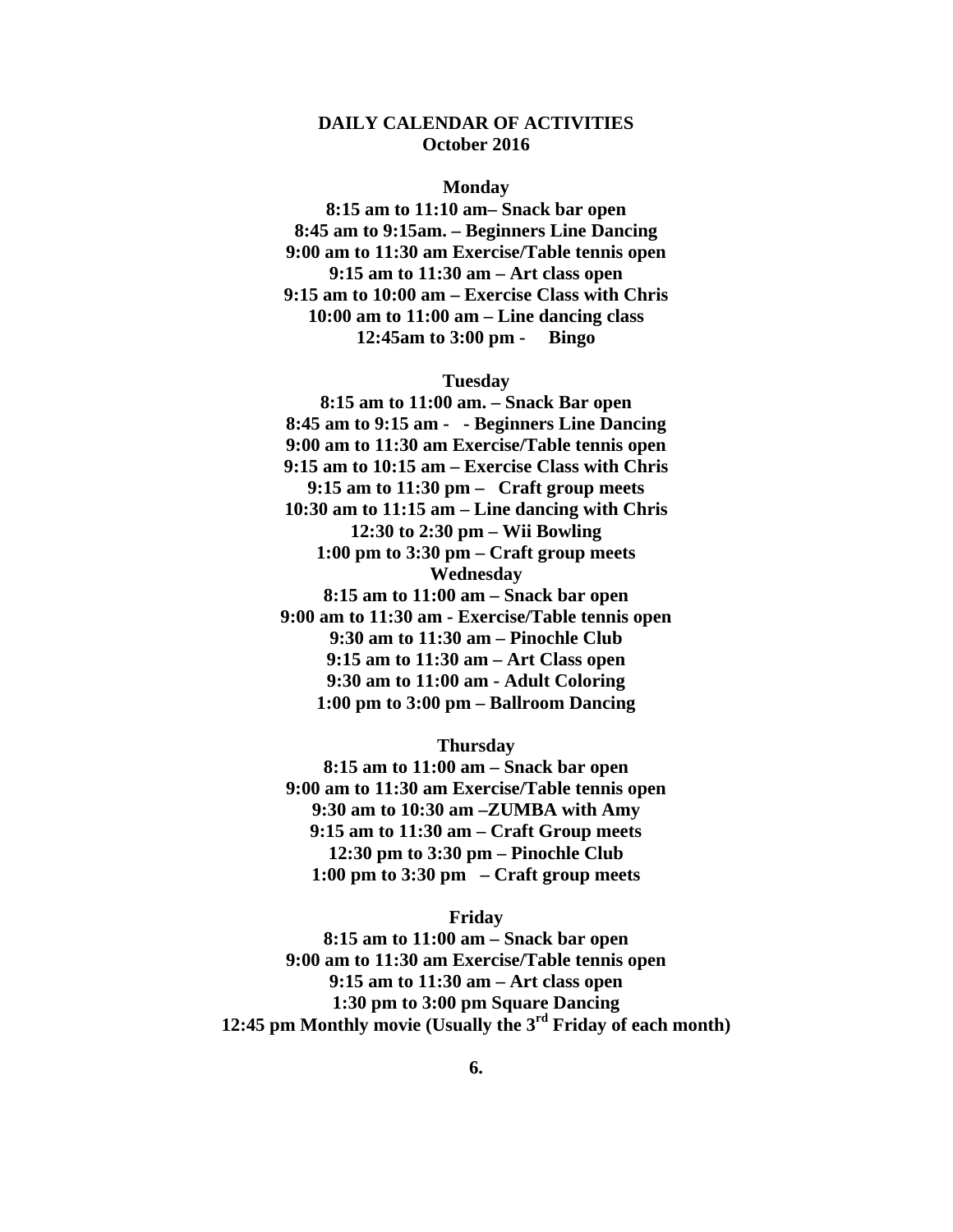# DAILY CALENDAR OF ACTIVITIES
## October 2016

**Monday**

**8:15 am to 11:10 am– Snack bar open**
**8:45 am to 9:15am. – Beginners Line Dancing**
**9:00 am to 11:30 am Exercise/Table tennis open**
**9:15 am to 11:30 am – Art class open**
**9:15 am to 10:00 am – Exercise Class with Chris**
**10:00 am to 11:00 am – Line dancing class**
**12:45am to 3:00 pm - Bingo**

**Tuesday**

**8:15 am to 11:00 am. – Snack Bar open**
**8:45 am to 9:15 am - - Beginners Line Dancing**
**9:00 am to 11:30 am Exercise/Table tennis open**
**9:15 am to 10:15 am – Exercise Class with Chris**
**9:15 am to 11:30 pm – Craft group meets**
**10:30 am to 11:15 am – Line dancing with Chris**
**12:30 to 2:30 pm – Wii Bowling**
**1:00 pm to 3:30 pm – Craft group meets**

**Wednesday**

**8:15 am to 11:00 am – Snack bar open**
**9:00 am to 11:30 am - Exercise/Table tennis open**
**9:30 am to 11:30 am – Pinochle Club**
**9:15 am to 11:30 am – Art Class open**
**9:30 am to 11:00 am - Adult Coloring**
**1:00 pm to 3:00 pm – Ballroom Dancing**

**Thursday**

**8:15 am to 11:00 am – Snack bar open**
**9:00 am to 11:30 am Exercise/Table tennis open**
**9:30 am to 10:30 am –ZUMBA with Amy**
**9:15 am to 11:30 am – Craft Group meets**
**12:30 pm to 3:30 pm – Pinochle Club**
**1:00 pm to 3:30 pm – Craft group meets**

**Friday**

**8:15 am to 11:00 am – Snack bar open**
**9:00 am to 11:30 am Exercise/Table tennis open**
**9:15 am to 11:30 am – Art class open**
**1:30 pm to 3:00 pm Square Dancing**
**12:45 pm Monthly movie (Usually the 3rd Friday of each month)**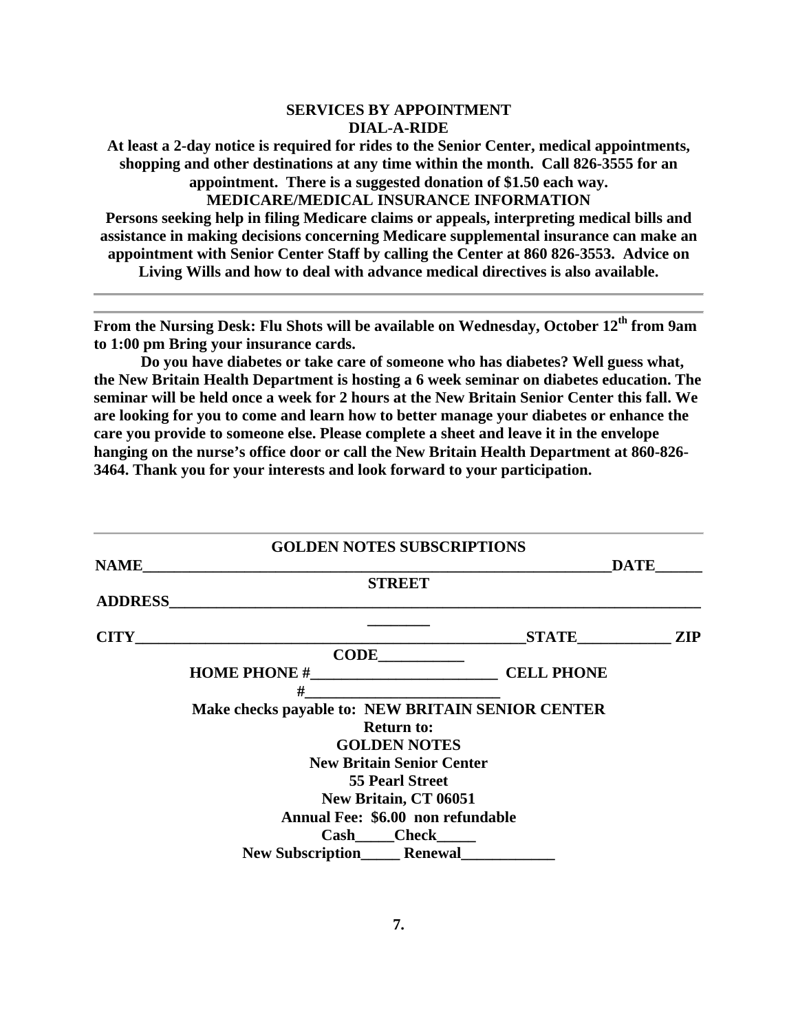## SERVICES BY APPOINTMENT

### DIAL-A-RIDE

**At least a 2-day notice is required for rides to the Senior Center, medical appointments, shopping and other destinations at any time within the month. Call 826-3555 for an appointment. There is a suggested donation of $1.50 each way.**

### MEDICARE/MEDICAL INSURANCE INFORMATION

**Persons seeking help in filing Medicare claims or appeals, interpreting medical bills and assistance in making decisions concerning Medicare supplemental insurance can make an appointment with Senior Center Staff by calling the Center at 860 826-3553. Advice on Living Wills and how to deal with advance medical directives is also available.**

---

**From the Nursing Desk: Flu Shots will be available on Wednesday, October 12th from 9am to 1:00 pm Bring your insurance cards.**

**Do you have diabetes or take care of someone who has diabetes? Well guess what, the New Britain Health Department is hosting a 6 week seminar on diabetes education. The seminar will be held once a week for 2 hours at the New Britain Senior Center this fall. We are looking for you to come and learn how to better manage your diabetes or enhance the care you provide to someone else. Please complete a sheet and leave it in the envelope hanging on the nurse's office door or call the New Britain Health Department at 860-826-3464. Thank you for your interests and look forward to your participation.**

---

## GOLDEN NOTES SUBSCRIPTIONS

**NAME**_______________________________________________ **DATE**______

**STREET ADDRESS**_______________________________________________

**CITY**_______________________________ **STATE**____________ **ZIP CODE**___________

**HOME PHONE #**________________________ **CELL PHONE #**________________________

**Make checks payable to: NEW BRITAIN SENIOR CENTER**

**Return to:**
**GOLDEN NOTES**
**New Britain Senior Center**
**55 Pearl Street**
**New Britain, CT 06051**

**Annual Fee: $6.00 non refundable**

**Cash_____Check_____**

**New Subscription_____ Renewal____________**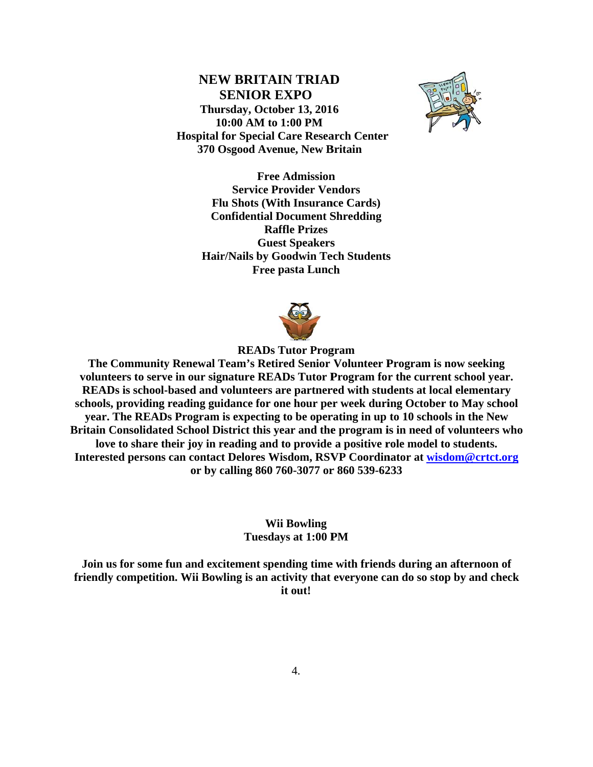## NEW BRITAIN TRIAD SENIOR EXPO

**Thursday, October 13, 2016**
**10:00 AM to 1:00 PM**
**Hospital for Special Care Research Center**
**370 Osgood Avenue, New Britain**

**Free Admission**
**Service Provider Vendors**
**Flu Shots (With Insurance Cards)**
**Confidential Document Shredding**
**Raffle Prizes**
**Guest Speakers**
**Hair/Nails by Goodwin Tech Students**
**Free pasta Lunch**

## READs Tutor Program

**The Community Renewal Team's Retired Senior Volunteer Program is now seeking volunteers to serve in our signature READs Tutor Program for the current school year. READs is school-based and volunteers are partnered with students at local elementary schools, providing reading guidance for one hour per week during October to May school year. The READs Program is expecting to be operating in up to 10 schools in the New Britain Consolidated School District this year and the program is in need of volunteers who love to share their joy in reading and to provide a positive role model to students. Interested persons can contact Delores Wisdom, RSVP Coordinator at wisdom@crtct.org or by calling 860 760-3077 or 860 539-6233**

## Wii Bowling

**Tuesdays at 1:00 PM**

**Join us for some fun and excitement spending time with friends during an afternoon of friendly competition. Wii Bowling is an activity that everyone can do so stop by and check it out!**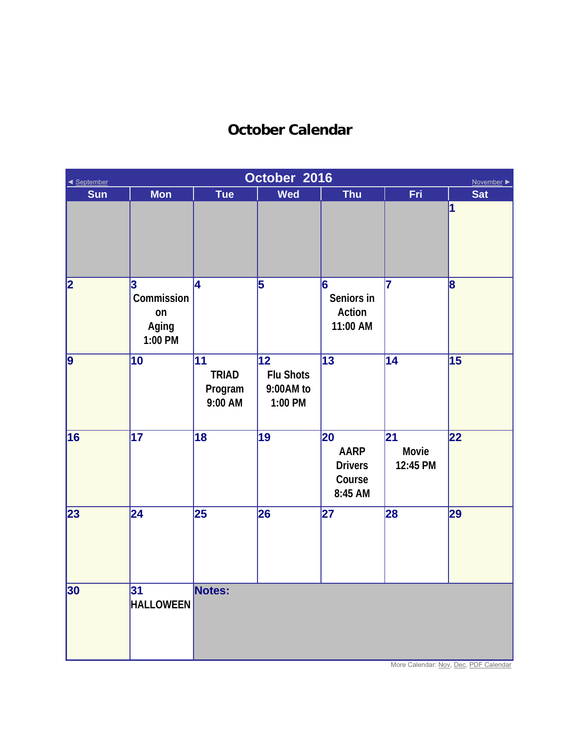# October Calendar

| ◄ September | | | October 2016 | | | November ► |
|---|---|---|---|---|---|---|
| **Sun** | **Mon** | **Tue** | **Wed** | **Thu** | **Fri** | **Sat** |
| | | | | | | 1 |
| 2 | 3 Commission on Aging 1:00 PM | 4 | 5 | 6 Seniors in Action 11:00 AM | 7 | 8 |
| 9 | 10 | 11 TRIAD Program 9:00 AM | 12 Flu Shots 9:00AM to 1:00 PM | 13 | 14 | 15 |
| 16 | 17 | 18 | 19 | 20 AARP Drivers Course 8:45 AM | 21 Movie 12:45 PM | 22 |
| 23 | 24 | 25 | 26 | 27 | 28 | 29 |
| 30 | 31 HALLOWEEN | Notes: | | | | |

More Calendar: Nov, Dec, PDF Calendar